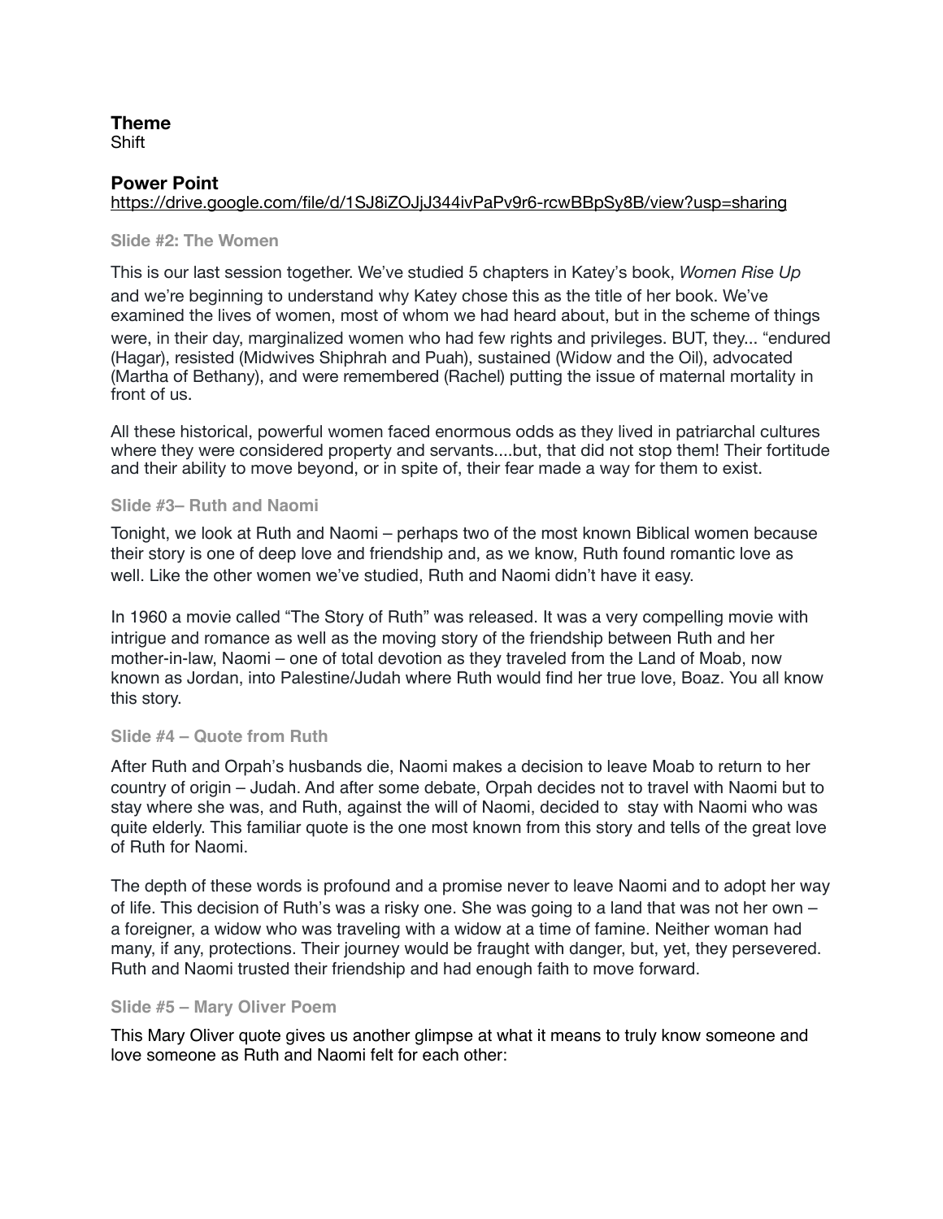**Theme**
Shift

**Power Point**
https://drive.google.com/file/d/1SJ8iZOJjJ344ivPaPv9r6-rcwBBpSy8B/view?usp=sharing

#### Slide #2: The Women

This is our last session together. We've studied 5 chapters in Katey's book, *Women Rise Up* and we're beginning to understand why Katey chose this as the title of her book. We've examined the lives of women, most of whom we had heard about, but in the scheme of things were, in their day, marginalized women who had few rights and privileges. BUT, they... "endured (Hagar), resisted (Midwives Shiphrah and Puah), sustained (Widow and the Oil), advocated (Martha of Bethany), and were remembered (Rachel) putting the issue of maternal mortality in front of us.

All these historical, powerful women faced enormous odds as they lived in patriarchal cultures where they were considered property and servants....but, that did not stop them! Their fortitude and their ability to move beyond, or in spite of, their fear made a way for them to exist.

#### Slide #3– Ruth and Naomi

Tonight, we look at Ruth and Naomi – perhaps two of the most known Biblical women because their story is one of deep love and friendship and, as we know, Ruth found romantic love as well. Like the other women we've studied, Ruth and Naomi didn't have it easy.

In 1960 a movie called "The Story of Ruth" was released. It was a very compelling movie with intrigue and romance as well as the moving story of the friendship between Ruth and her mother-in-law, Naomi – one of total devotion as they traveled from the Land of Moab, now known as Jordan, into Palestine/Judah where Ruth would find her true love, Boaz. You all know this story.

#### Slide #4 – Quote from Ruth

After Ruth and Orpah's husbands die, Naomi makes a decision to leave Moab to return to her country of origin – Judah. And after some debate, Orpah decides not to travel with Naomi but to stay where she was, and Ruth, against the will of Naomi, decided to stay with Naomi who was quite elderly. This familiar quote is the one most known from this story and tells of the great love of Ruth for Naomi.

The depth of these words is profound and a promise never to leave Naomi and to adopt her way of life. This decision of Ruth's was a risky one. She was going to a land that was not her own – a foreigner, a widow who was traveling with a widow at a time of famine. Neither woman had many, if any, protections. Their journey would be fraught with danger, but, yet, they persevered. Ruth and Naomi trusted their friendship and had enough faith to move forward.

#### Slide #5 – Mary Oliver Poem

This Mary Oliver quote gives us another glimpse at what it means to truly know someone and love someone as Ruth and Naomi felt for each other: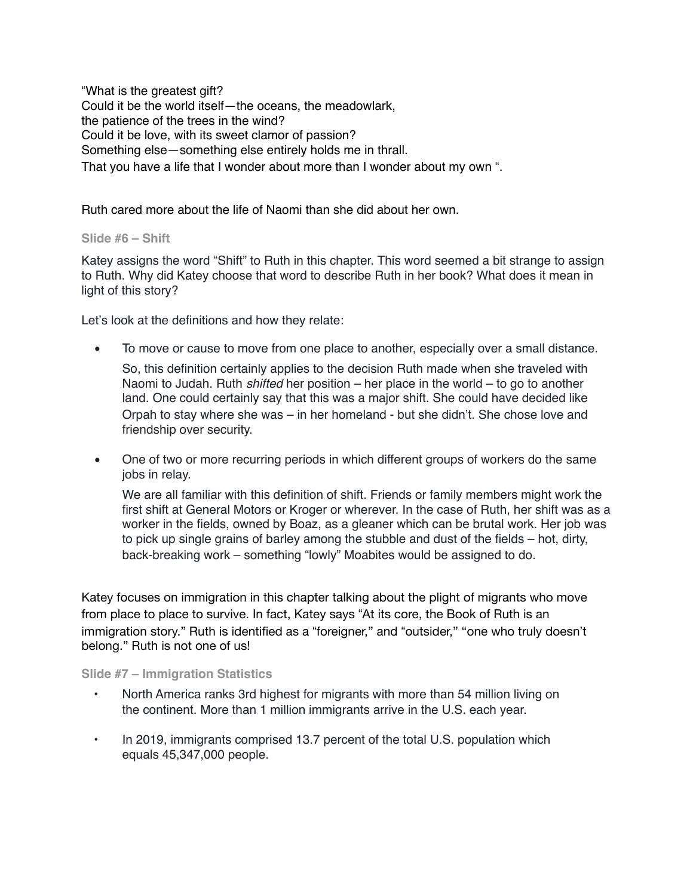"What is the greatest gift?
Could it be the world itself—the oceans, the meadowlark,
the patience of the trees in the wind?
Could it be love, with its sweet clamor of passion?
Something else—something else entirely holds me in thrall.
That you have a life that I wonder about more than I wonder about my own ".

Ruth cared more about the life of Naomi than she did about her own.

### Slide #6 – Shift

Katey assigns the word "Shift" to Ruth in this chapter. This word seemed a bit strange to assign to Ruth. Why did Katey choose that word to describe Ruth in her book? What does it mean in light of this story?

Let's look at the definitions and how they relate:

- To move or cause to move from one place to another, especially over a small distance.

  So, this definition certainly applies to the decision Ruth made when she traveled with Naomi to Judah. Ruth *shifted* her position – her place in the world – to go to another land. One could certainly say that this was a major shift. She could have decided like Orpah to stay where she was – in her homeland - but she didn't. She chose love and friendship over security.

- One of two or more recurring periods in which different groups of workers do the same jobs in relay.

  We are all familiar with this definition of shift. Friends or family members might work the first shift at General Motors or Kroger or wherever. In the case of Ruth, her shift was as a worker in the fields, owned by Boaz, as a gleaner which can be brutal work. Her job was to pick up single grains of barley among the stubble and dust of the fields – hot, dirty, back-breaking work – something "lowly" Moabites would be assigned to do.

Katey focuses on immigration in this chapter talking about the plight of migrants who move from place to place to survive. In fact, Katey says "At its core, the Book of Ruth is an immigration story." Ruth is identified as a "foreigner," and "outsider," "one who truly doesn't belong." Ruth is not one of us!

### Slide #7 – Immigration Statistics

- North America ranks 3rd highest for migrants with more than 54 million living on the continent. More than 1 million immigrants arrive in the U.S. each year.
- In 2019, immigrants comprised 13.7 percent of the total U.S. population which equals 45,347,000 people.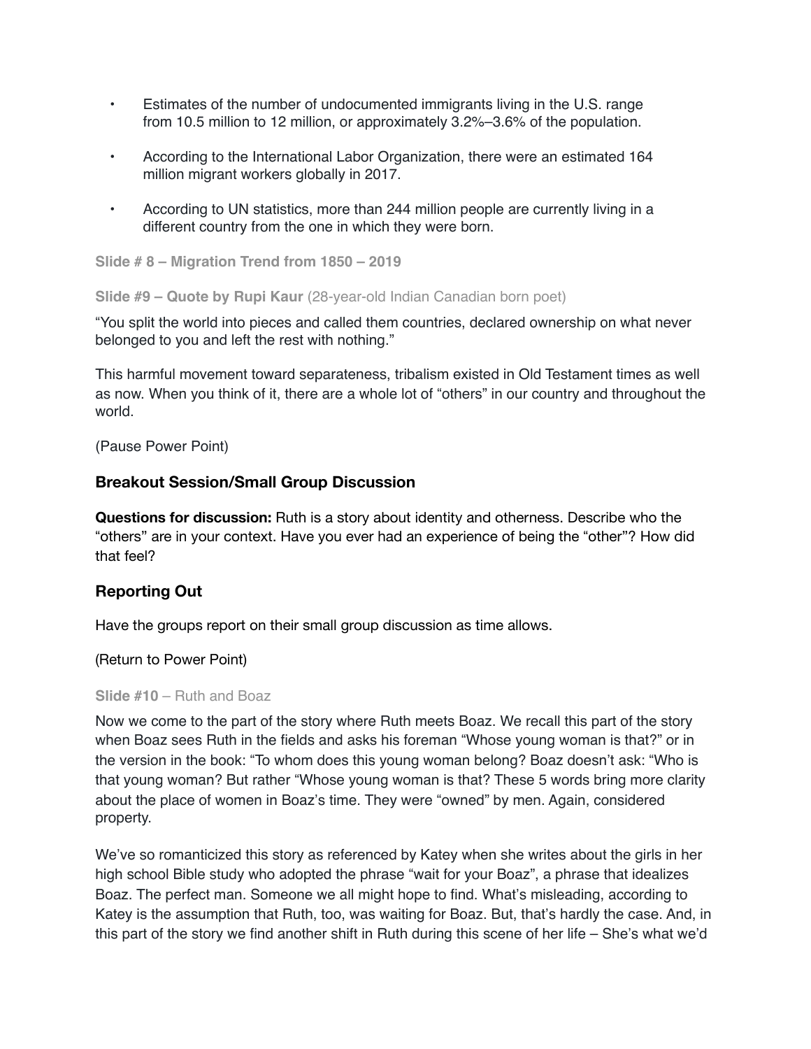- Estimates of the number of undocumented immigrants living in the U.S. range from 10.5 million to 12 million, or approximately 3.2%–3.6% of the population.
- According to the International Labor Organization, there were an estimated 164 million migrant workers globally in 2017.
- According to UN statistics, more than 244 million people are currently living in a different country from the one in which they were born.

**Slide # 8 – Migration Trend from 1850 – 2019**

**Slide #9 – Quote by Rupi Kaur** (28-year-old Indian Canadian born poet)

"You split the world into pieces and called them countries, declared ownership on what never belonged to you and left the rest with nothing."

This harmful movement toward separateness, tribalism existed in Old Testament times as well as now. When you think of it, there are a whole lot of "others" in our country and throughout the world.

(Pause Power Point)

## Breakout Session/Small Group Discussion

**Questions for discussion:** Ruth is a story about identity and otherness. Describe who the "others" are in your context. Have you ever had an experience of being the "other"? How did that feel?

## Reporting Out

Have the groups report on their small group discussion as time allows.

(Return to Power Point)

**Slide #10** – Ruth and Boaz

Now we come to the part of the story where Ruth meets Boaz. We recall this part of the story when Boaz sees Ruth in the fields and asks his foreman "Whose young woman is that?" or in the version in the book: "To whom does this young woman belong? Boaz doesn't ask: "Who is that young woman? But rather "Whose young woman is that? These 5 words bring more clarity about the place of women in Boaz's time. They were "owned" by men. Again, considered property.

We've so romanticized this story as referenced by Katey when she writes about the girls in her high school Bible study who adopted the phrase "wait for your Boaz", a phrase that idealizes Boaz. The perfect man. Someone we all might hope to find. What's misleading, according to Katey is the assumption that Ruth, too, was waiting for Boaz. But, that's hardly the case. And, in this part of the story we find another shift in Ruth during this scene of her life – She's what we'd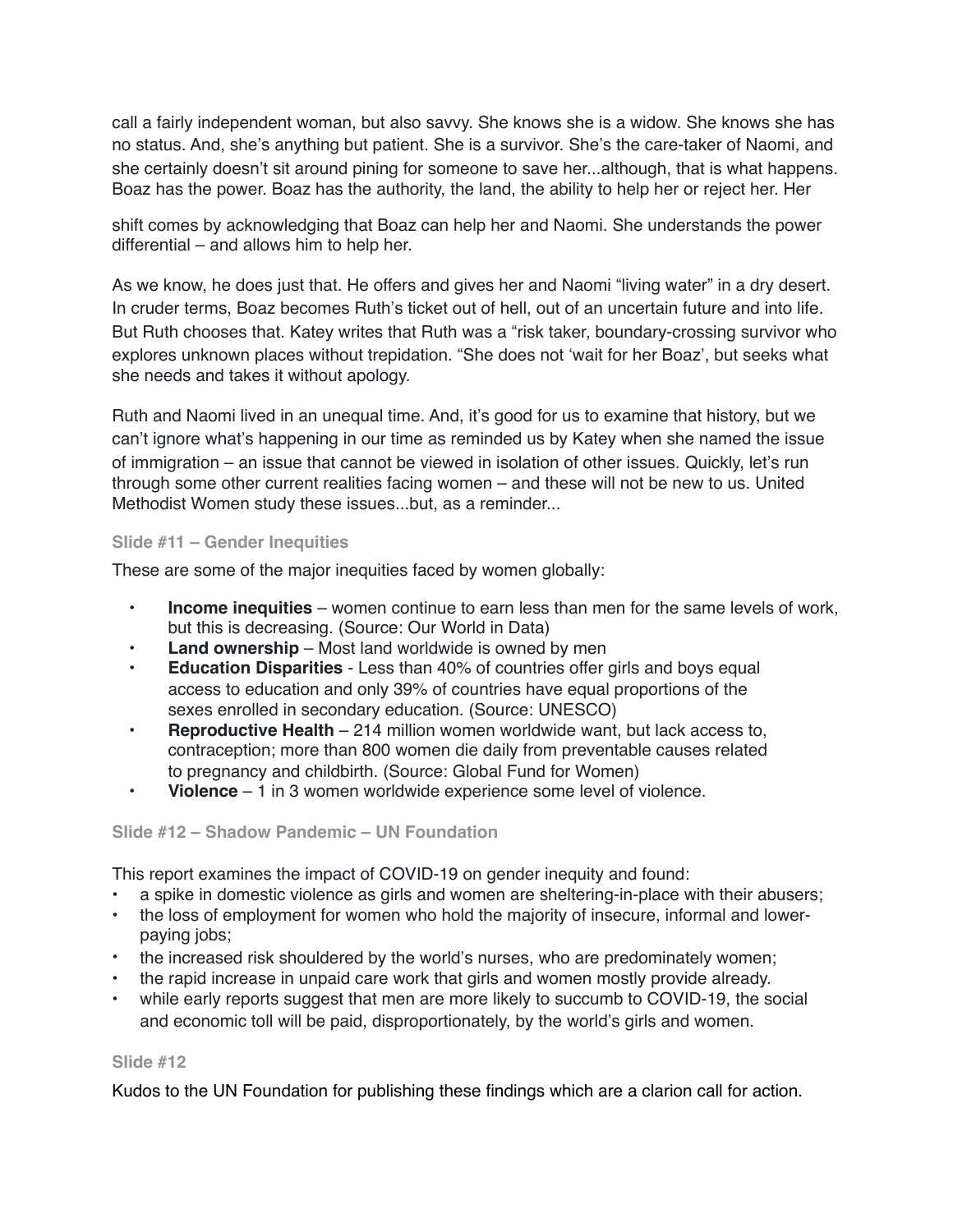call a fairly independent woman, but also savvy. She knows she is a widow. She knows she has no status. And, she's anything but patient. She is a survivor. She's the care-taker of Naomi, and she certainly doesn't sit around pining for someone to save her...although, that is what happens. Boaz has the power. Boaz has the authority, the land, the ability to help her or reject her. Her shift comes by acknowledging that Boaz can help her and Naomi. She understands the power differential – and allows him to help her.

As we know, he does just that. He offers and gives her and Naomi "living water" in a dry desert. In cruder terms, Boaz becomes Ruth's ticket out of hell, out of an uncertain future and into life. But Ruth chooses that. Katey writes that Ruth was a "risk taker, boundary-crossing survivor who explores unknown places without trepidation. "She does not 'wait for her Boaz', but seeks what she needs and takes it without apology.

Ruth and Naomi lived in an unequal time. And, it's good for us to examine that history, but we can't ignore what's happening in our time as reminded us by Katey when she named the issue of immigration – an issue that cannot be viewed in isolation of other issues. Quickly, let's run through some other current realities facing women – and these will not be new to us. United Methodist Women study these issues...but, as a reminder...

### Slide #11 – Gender Inequities

These are some of the major inequities faced by women globally:

- **Income inequities** – women continue to earn less than men for the same levels of work, but this is decreasing. (Source: Our World in Data)
- **Land ownership** – Most land worldwide is owned by men
- **Education Disparities** - Less than 40% of countries offer girls and boys equal access to education and only 39% of countries have equal proportions of the sexes enrolled in secondary education. (Source: UNESCO)
- **Reproductive Health** – 214 million women worldwide want, but lack access to, contraception; more than 800 women die daily from preventable causes related to pregnancy and childbirth. (Source: Global Fund for Women)
- **Violence** – 1 in 3 women worldwide experience some level of violence.

### Slide #12 – Shadow Pandemic – UN Foundation

This report examines the impact of COVID-19 on gender inequity and found:

- a spike in domestic violence as girls and women are sheltering-in-place with their abusers;
- the loss of employment for women who hold the majority of insecure, informal and lower-paying jobs;
- the increased risk shouldered by the world's nurses, who are predominately women;
- the rapid increase in unpaid care work that girls and women mostly provide already.
- while early reports suggest that men are more likely to succumb to COVID-19, the social and economic toll will be paid, disproportionately, by the world's girls and women.

### Slide #12

Kudos to the UN Foundation for publishing these findings which are a clarion call for action.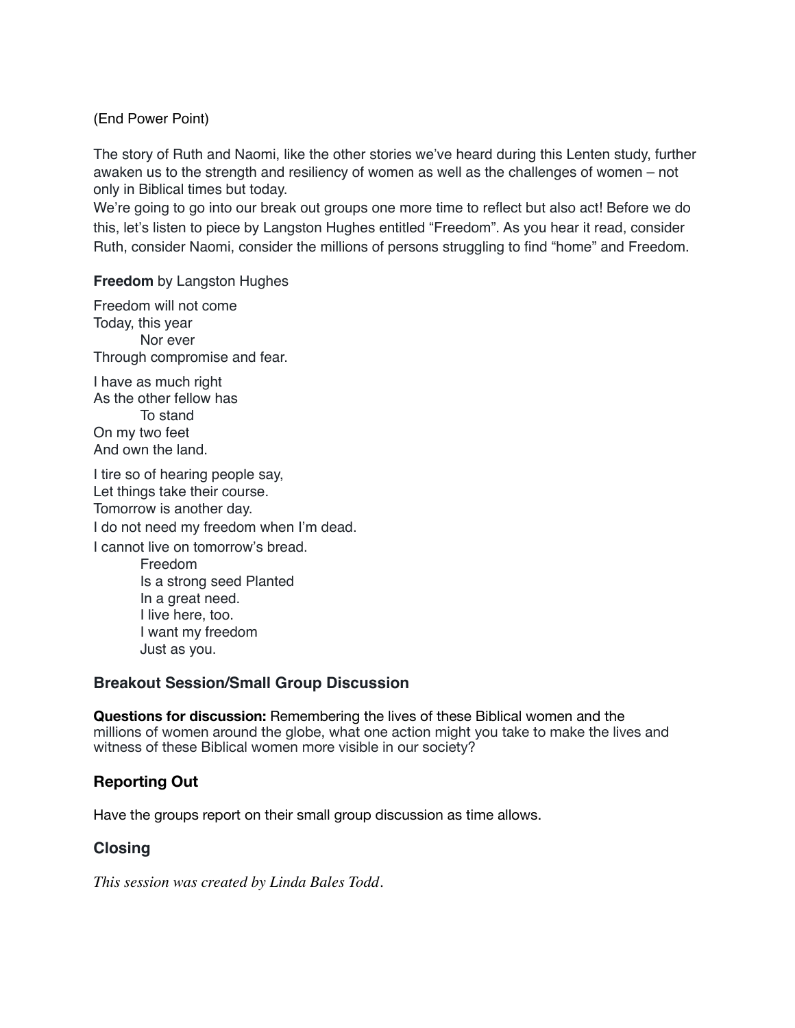(End Power Point)

The story of Ruth and Naomi, like the other stories we've heard during this Lenten study, further awaken us to the strength and resiliency of women as well as the challenges of women – not only in Biblical times but today.
We're going to go into our break out groups one more time to reflect but also act! Before we do this, let's listen to piece by Langston Hughes entitled "Freedom". As you hear it read, consider Ruth, consider Naomi, consider the millions of persons struggling to find "home" and Freedom.

**Freedom** by Langston Hughes

Freedom will not come  
Today, this year  
Nor ever  
Through compromise and fear.

I have as much right  
As the other fellow has  
To stand  
On my two feet  
And own the land.

I tire so of hearing people say,  
Let things take their course.  
Tomorrow is another day.  
I do not need my freedom when I'm dead.  
I cannot live on tomorrow's bread.  
Freedom  
Is a strong seed Planted  
In a great need.  
I live here, too.  
I want my freedom  
Just as you.

## Breakout Session/Small Group Discussion

**Questions for discussion:** Remembering the lives of these Biblical women and the millions of women around the globe, what one action might you take to make the lives and witness of these Biblical women more visible in our society?

## Reporting Out

Have the groups report on their small group discussion as time allows.

## Closing

*This session was created by Linda Bales Todd.*